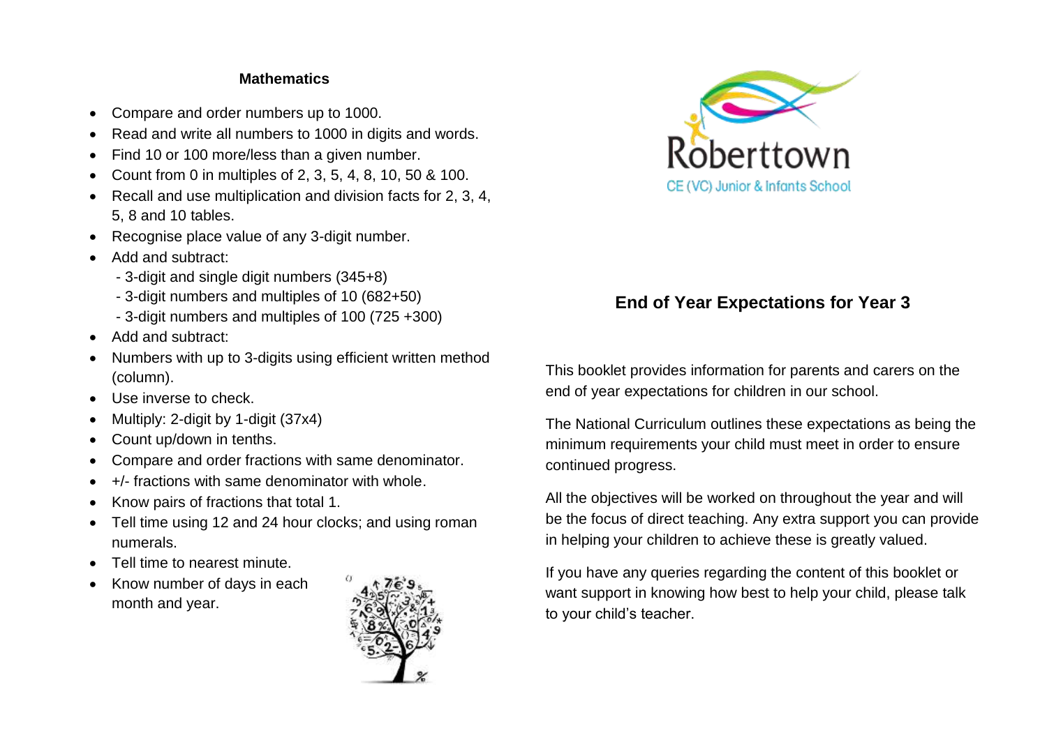## Mathematics

- Compare and order numbers up to 1000.
- Read and write all numbers to 1000 in digits and words.
- Find 10 or 100 more/less than a given number.
- Count from 0 in multiples of 2, 3, 5, 4, 8, 10, 50 & 100.
- Recall and use multiplication and division facts for 2, 3, 4, 5, 8 and 10 tables.
- Recognise place value of any 3-digit number.
- Add and subtract:
  - 3-digit and single digit numbers (345+8)
  - 3-digit numbers and multiples of 10 (682+50)
  - 3-digit numbers and multiples of 100 (725 +300)
- Add and subtract:
- Numbers with up to 3-digits using efficient written method (column).
- Use inverse to check.
- Multiply: 2-digit by 1-digit (37x4)
- Count up/down in tenths.
- Compare and order fractions with same denominator.
- +/- fractions with same denominator with whole.
- Know pairs of fractions that total 1.
- Tell time using 12 and 24 hour clocks; and using roman numerals.
- Tell time to nearest minute.
- Know number of days in each month and year.

Roberttown

CE (VC) Junior & Infants School

# End of Year Expectations for Year 3

This booklet provides information for parents and carers on the end of year expectations for children in our school.

The National Curriculum outlines these expectations as being the minimum requirements your child must meet in order to ensure continued progress.

All the objectives will be worked on throughout the year and will be the focus of direct teaching. Any extra support you can provide in helping your children to achieve these is greatly valued.

If you have any queries regarding the content of this booklet or want support in knowing how best to help your child, please talk to your child's teacher.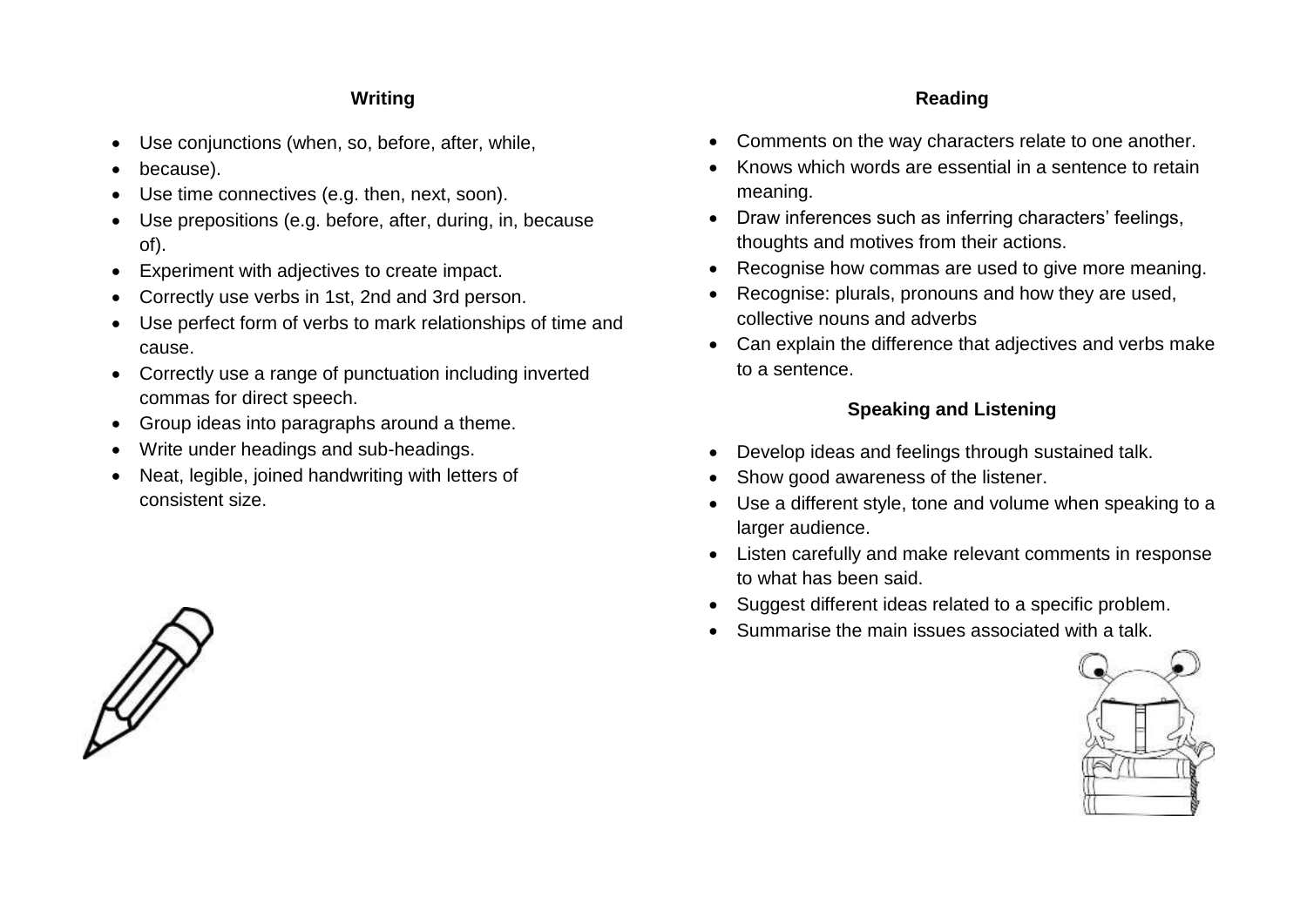## Writing

- Use conjunctions (when, so, before, after, while,
- because).
- Use time connectives (e.g. then, next, soon).
- Use prepositions (e.g. before, after, during, in, because of).
- Experiment with adjectives to create impact.
- Correctly use verbs in 1st, 2nd and 3rd person.
- Use perfect form of verbs to mark relationships of time and cause.
- Correctly use a range of punctuation including inverted commas for direct speech.
- Group ideas into paragraphs around a theme.
- Write under headings and sub-headings.
- Neat, legible, joined handwriting with letters of consistent size.

## Reading

- Comments on the way characters relate to one another.
- Knows which words are essential in a sentence to retain meaning.
- Draw inferences such as inferring characters' feelings, thoughts and motives from their actions.
- Recognise how commas are used to give more meaning.
- Recognise: plurals, pronouns and how they are used, collective nouns and adverbs
- Can explain the difference that adjectives and verbs make to a sentence.

## Speaking and Listening

- Develop ideas and feelings through sustained talk.
- Show good awareness of the listener.
- Use a different style, tone and volume when speaking to a larger audience.
- Listen carefully and make relevant comments in response to what has been said.
- Suggest different ideas related to a specific problem.
- Summarise the main issues associated with a talk.